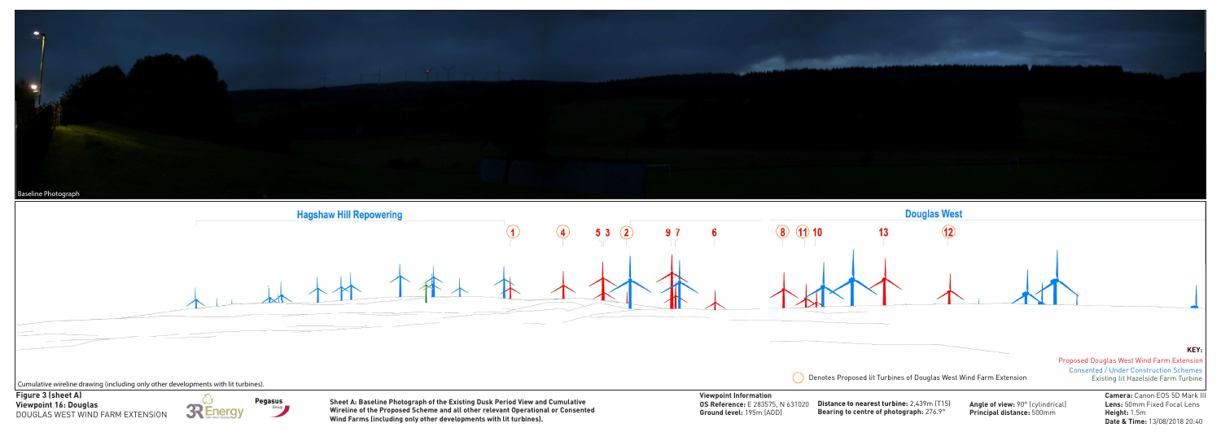Baseline Photograph

Hagshaw Hill Repowering

Douglas West

1 4 5 3 2 9 7 6 8 11 10 13 12

Cumulative wireline drawing (including only other developments with lit turbines).

Denotes Proposed lit Turbines of Douglas West Wind Farm Extension

**KEY:**
Proposed Douglas West Wind Farm Extension
Consented / Under Construction Schemes
Existing lit Hazelside Farm Turbine

**Figure 3 (sheet A)**
**Viewpoint 16: Douglas**
DOUGLAS WEST WIND FARM EXTENSION

3R Energy

Pegasus Group

**Sheet A: Baseline Photograph of the Existing Dusk Period View and Cumulative Wireline of the Proposed Scheme and all other relevant Operational or Consented Wind Farms (including only other developments with lit turbines).**

**Viewpoint Information**
**OS Reference:** E 283575, N 631020
**Ground level:** 195m (AOD)
**Distance to nearest turbine:** 2,439m (T15)
**Bearing to centre of photograph:** 276.9°
**Angle of view:** 90° (cylindrical)
**Principal distance:** 500mm
**Camera:** Canon EOS 5D Mark III
**Lens:** 50mm Fixed Focal Lens
**Height:** 1.5m
**Date & Time:** 13/08/2018 20:40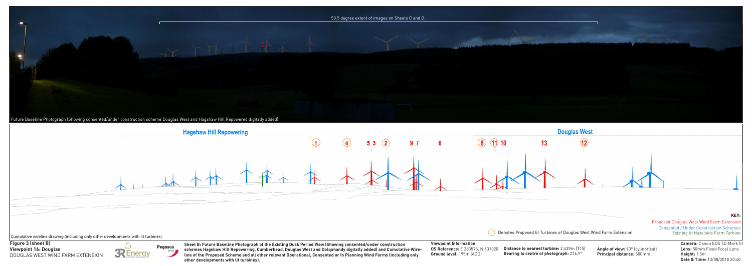53.5 degree extent of images on Sheets C and D.

Future Baseline Photograph (Showing consented/under construction scheme Douglas West and Hagshaw Hill Repowered digitally added).

Hagshaw Hill Repowering

Douglas West

1 4 5 3 2 9 7 6 8 11 10 13 12

Cumulative wireline drawing (including only other developments with lit turbines).

Denotes Proposed lit Turbines of Douglas West Wind Farm Extension

**KEY:**

Proposed Douglas West Wind Farm Extension

Consented / Under Construction Schemes

Existing lit Hazelside Farm Turbine

**Figure 3 (sheet B)**

**Viewpoint 16: Douglas**

DOUGLAS WEST WIND FARM EXTENSION

**Sheet B: Future Baseline Photograph of the Existing Dusk Period View (Showing consented/under construction schemes Hagshaw Hill Repowering, Cumberhead, Douglas West and Dalquhandy digitally added) and Cumulative Wire-line of the Proposed Scheme and all other relevant Operational, Consented or In Planning Wind Farms (including only other developments with lit turbines).**

**Viewpoint Information**

**OS Reference:** E 283575, N 631020

**Ground level:** 195m (AOD)

**Distance to nearest turbine:** 2,439m (T15)

**Bearing to centre of photograph:** 276.9°

**Angle of view:** 90° (cylindrical)

**Principal distance:** 500mm

**Camera:** Canon EOS 5D Mark III

**Lens:** 50mm Fixed Focal Lens

**Height:** 1.5m

**Date & Time:** 13/08/2018 20:40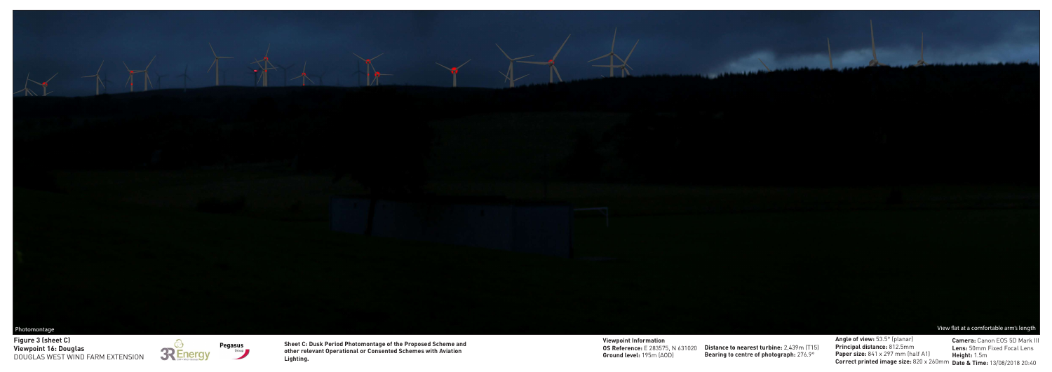Photomontage

View flat at a comfortable arm's length

**Figure 3 (sheet C)**
**Viewpoint 16: Douglas**
DOUGLAS WEST WIND FARM EXTENSION

3R Energy

Pegasus Group

**Sheet C: Dusk Period Photomontage of the Proposed Scheme and other relevant Operational or Consented Schemes with Aviation Lighting.**

**Viewpoint Information**
**OS Reference:** E 283575, N 631020
**Ground level:** 195m (AOD)
**Distance to nearest turbine:** 2,439m (T15)
**Bearing to centre of photograph:** 276.9°

**Angle of view:** 53.5° (planar)
**Principal distance:** 812.5mm
**Paper size:** 841 x 297 mm (half A1)
**Correct printed image size:** 820 x 260mm

**Camera:** Canon EOS 5D Mark III
**Lens:** 50mm Fixed Focal Lens
**Height:** 1.5m
**Date & Time:** 13/08/2018 20:40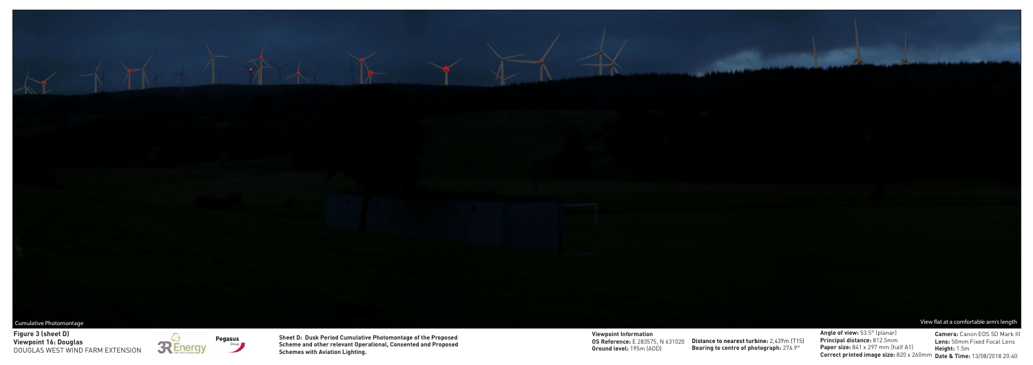Cumulative Photomontage

View flat at a comfortable arm's length

**Figure 3 (sheet D)**
**Viewpoint 16: Douglas**
DOUGLAS WEST WIND FARM EXTENSION

3R Energy

Pegasus Group

**Sheet D: Dusk Period Cumulative Photomontage of the Proposed Scheme and other relevant Operational, Consented and Proposed Schemes with Aviation Lighting.**

**Viewpoint Information**
**OS Reference:** E 283575, N 631020
**Ground level:** 195m (AOD)

**Distance to nearest turbine:** 2,439m (T15)
**Bearing to centre of photograph:** 276.9°

**Angle of view:** 53.5° (planar)
**Principal distance:** 812.5mm
**Paper size:** 841 x 297 mm (half A1)
**Correct printed image size:** 820 x 260mm

**Camera:** Canon EOS 5D Mark III
**Lens:** 50mm Fixed Focal Lens
**Height:** 1.5m
**Date & Time:** 13/08/2018 20:40